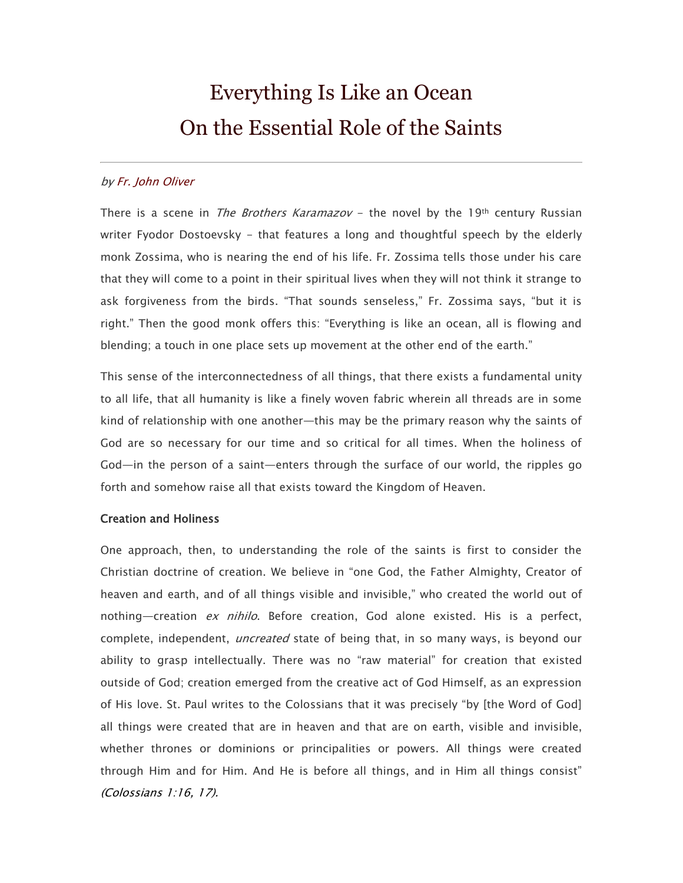# Everything Is Like an Ocean
# On the Essential Role of the Saints

*by Fr. John Oliver*

There is a scene in *The Brothers Karamazov* – the novel by the 19th century Russian writer Fyodor Dostoevsky – that features a long and thoughtful speech by the elderly monk Zossima, who is nearing the end of his life. Fr. Zossima tells those under his care that they will come to a point in their spiritual lives when they will not think it strange to ask forgiveness from the birds. "That sounds senseless," Fr. Zossima says, "but it is right." Then the good monk offers this: "Everything is like an ocean, all is flowing and blending; a touch in one place sets up movement at the other end of the earth."

This sense of the interconnectedness of all things, that there exists a fundamental unity to all life, that all humanity is like a finely woven fabric wherein all threads are in some kind of relationship with one another—this may be the primary reason why the saints of God are so necessary for our time and so critical for all times. When the holiness of God—in the person of a saint—enters through the surface of our world, the ripples go forth and somehow raise all that exists toward the Kingdom of Heaven.

### Creation and Holiness

One approach, then, to understanding the role of the saints is first to consider the Christian doctrine of creation. We believe in "one God, the Father Almighty, Creator of heaven and earth, and of all things visible and invisible," who created the world out of nothing—creation *ex nihilo*. Before creation, God alone existed. His is a perfect, complete, independent, *uncreated* state of being that, in so many ways, is beyond our ability to grasp intellectually. There was no "raw material" for creation that existed outside of God; creation emerged from the creative act of God Himself, as an expression of His love. St. Paul writes to the Colossians that it was precisely "by [the Word of God] all things were created that are in heaven and that are on earth, visible and invisible, whether thrones or dominions or principalities or powers. All things were created through Him and for Him. And He is before all things, and in Him all things consist" *(Colossians 1:16, 17).*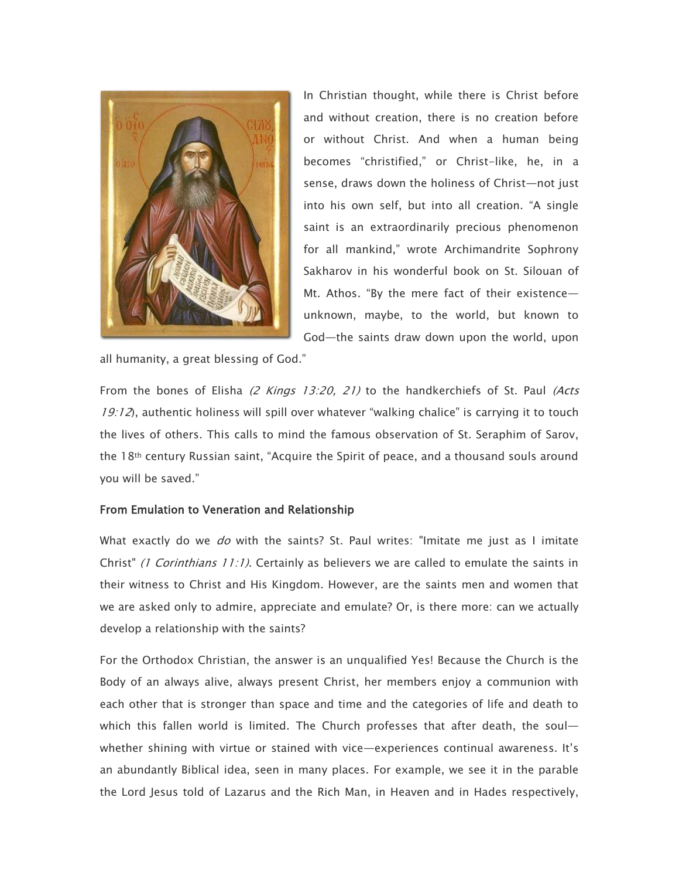In Christian thought, while there is Christ before and without creation, there is no creation before or without Christ. And when a human being becomes "christified," or Christ-like, he, in a sense, draws down the holiness of Christ—not just into his own self, but into all creation. "A single saint is an extraordinarily precious phenomenon for all mankind," wrote Archimandrite Sophrony Sakharov in his wonderful book on St. Silouan of Mt. Athos. "By the mere fact of their existence—unknown, maybe, to the world, but known to God—the saints draw down upon the world, upon all humanity, a great blessing of God."

From the bones of Elisha *(2 Kings 13:20, 21)* to the handkerchiefs of St. Paul *(Acts 19:12)*, authentic holiness will spill over whatever "walking chalice" is carrying it to touch the lives of others. This calls to mind the famous observation of St. Seraphim of Sarov, the 18th century Russian saint, "Acquire the Spirit of peace, and a thousand souls around you will be saved."

### From Emulation to Veneration and Relationship

What exactly do we *do* with the saints? St. Paul writes: "Imitate me just as I imitate Christ" *(1 Corinthians 11:1)*. Certainly as believers we are called to emulate the saints in their witness to Christ and His Kingdom. However, are the saints men and women that we are asked only to admire, appreciate and emulate? Or, is there more: can we actually develop a relationship with the saints?

For the Orthodox Christian, the answer is an unqualified Yes! Because the Church is the Body of an always alive, always present Christ, her members enjoy a communion with each other that is stronger than space and time and the categories of life and death to which this fallen world is limited. The Church professes that after death, the soul—whether shining with virtue or stained with vice—experiences continual awareness. It's an abundantly Biblical idea, seen in many places. For example, we see it in the parable the Lord Jesus told of Lazarus and the Rich Man, in Heaven and in Hades respectively,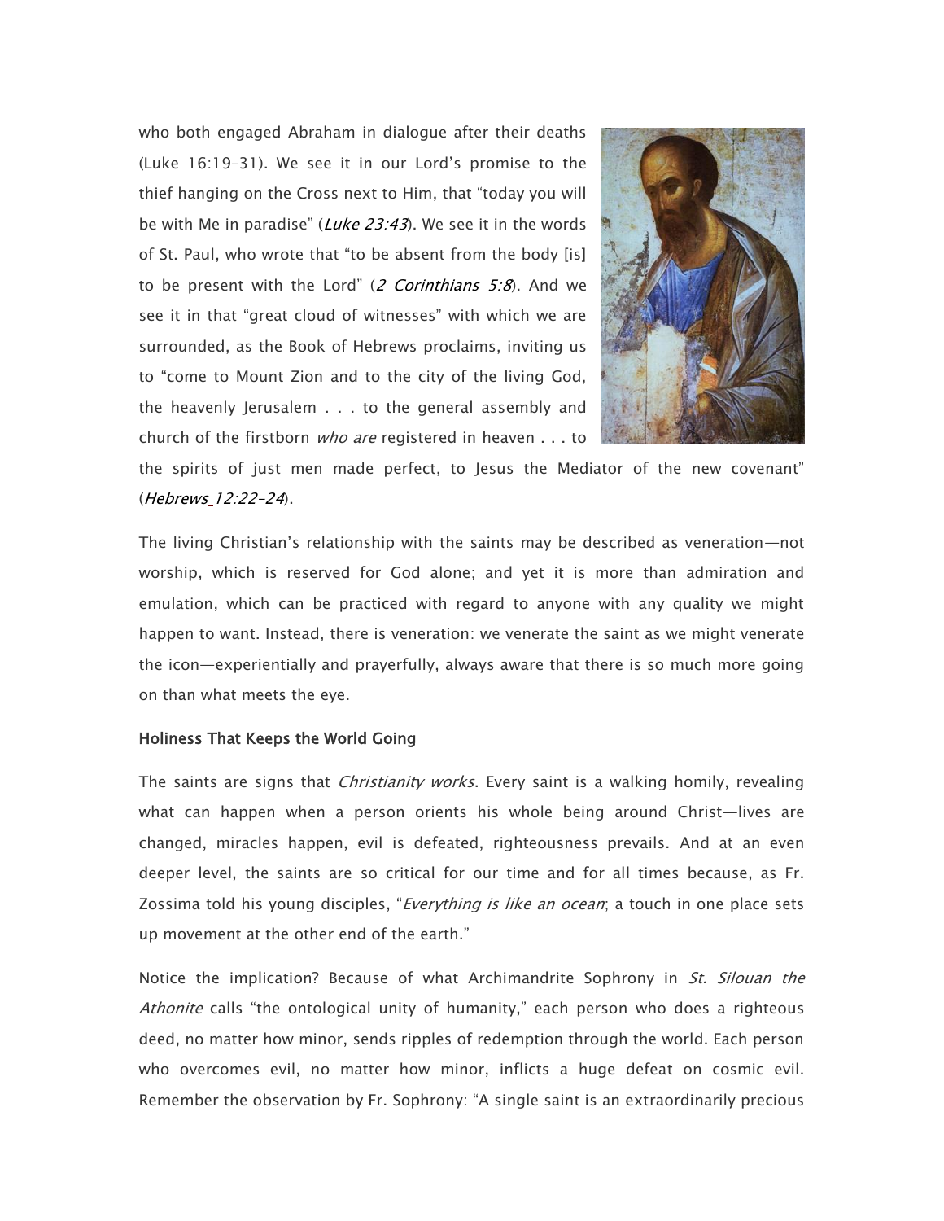who both engaged Abraham in dialogue after their deaths (Luke 16:19–31). We see it in our Lord's promise to the thief hanging on the Cross next to Him, that "today you will be with Me in paradise" (*Luke 23:43*). We see it in the words of St. Paul, who wrote that "to be absent from the body [is] to be present with the Lord" (*2 Corinthians 5:8*). And we see it in that "great cloud of witnesses" with which we are surrounded, as the Book of Hebrews proclaims, inviting us to "come to Mount Zion and to the city of the living God, the heavenly Jerusalem . . . to the general assembly and church of the firstborn *who are* registered in heaven . . . to the spirits of just men made perfect, to Jesus the Mediator of the new covenant" (*Hebrews 12:22–24*).

The living Christian's relationship with the saints may be described as veneration—not worship, which is reserved for God alone; and yet it is more than admiration and emulation, which can be practiced with regard to anyone with any quality we might happen to want. Instead, there is veneration: we venerate the saint as we might venerate the icon—experientially and prayerfully, always aware that there is so much more going on than what meets the eye.

### Holiness That Keeps the World Going

The saints are signs that *Christianity works*. Every saint is a walking homily, revealing what can happen when a person orients his whole being around Christ—lives are changed, miracles happen, evil is defeated, righteousness prevails. And at an even deeper level, the saints are so critical for our time and for all times because, as Fr. Zossima told his young disciples, "*Everything is like an ocean*; a touch in one place sets up movement at the other end of the earth."

Notice the implication? Because of what Archimandrite Sophrony in *St. Silouan the Athonite* calls "the ontological unity of humanity," each person who does a righteous deed, no matter how minor, sends ripples of redemption through the world. Each person who overcomes evil, no matter how minor, inflicts a huge defeat on cosmic evil. Remember the observation by Fr. Sophrony: "A single saint is an extraordinarily precious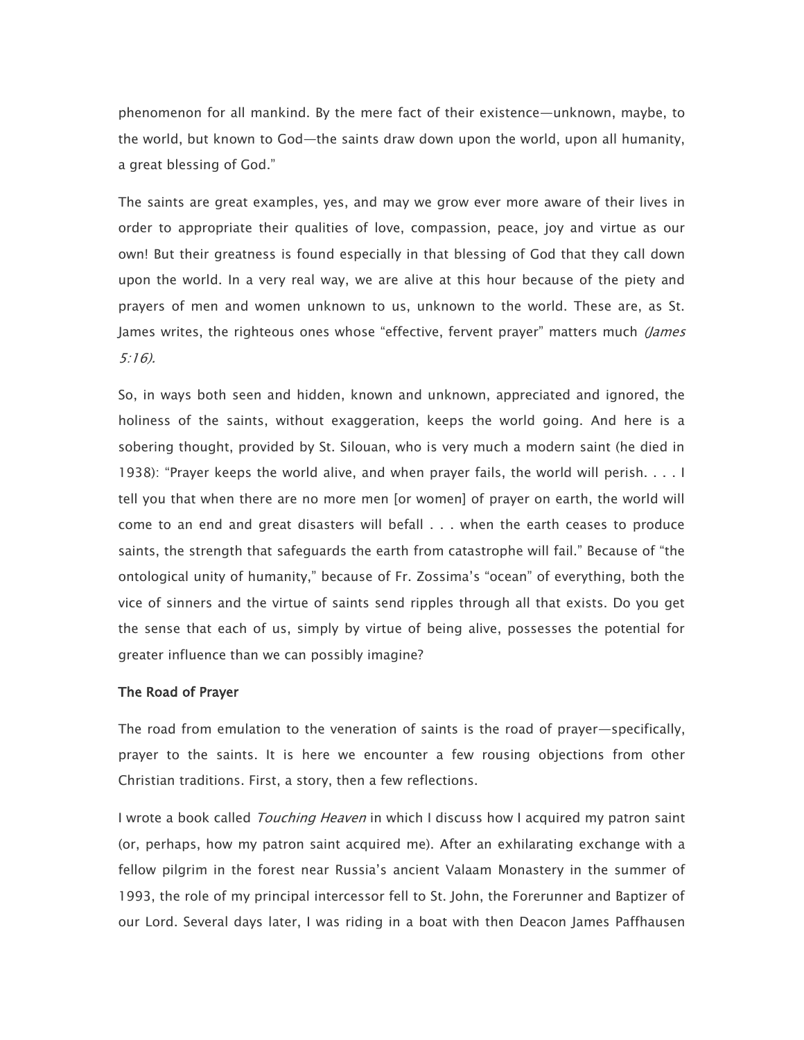phenomenon for all mankind. By the mere fact of their existence—unknown, maybe, to the world, but known to God—the saints draw down upon the world, upon all humanity, a great blessing of God."

The saints are great examples, yes, and may we grow ever more aware of their lives in order to appropriate their qualities of love, compassion, peace, joy and virtue as our own! But their greatness is found especially in that blessing of God that they call down upon the world. In a very real way, we are alive at this hour because of the piety and prayers of men and women unknown to us, unknown to the world. These are, as St. James writes, the righteous ones whose "effective, fervent prayer" matters much *(James 5:16).*

So, in ways both seen and hidden, known and unknown, appreciated and ignored, the holiness of the saints, without exaggeration, keeps the world going. And here is a sobering thought, provided by St. Silouan, who is very much a modern saint (he died in 1938): "Prayer keeps the world alive, and when prayer fails, the world will perish. . . . I tell you that when there are no more men [or women] of prayer on earth, the world will come to an end and great disasters will befall . . . when the earth ceases to produce saints, the strength that safeguards the earth from catastrophe will fail." Because of "the ontological unity of humanity," because of Fr. Zossima's "ocean" of everything, both the vice of sinners and the virtue of saints send ripples through all that exists. Do you get the sense that each of us, simply by virtue of being alive, possesses the potential for greater influence than we can possibly imagine?

### The Road of Prayer

The road from emulation to the veneration of saints is the road of prayer—specifically, prayer to the saints. It is here we encounter a few rousing objections from other Christian traditions. First, a story, then a few reflections.

I wrote a book called *Touching Heaven* in which I discuss how I acquired my patron saint (or, perhaps, how my patron saint acquired me). After an exhilarating exchange with a fellow pilgrim in the forest near Russia's ancient Valaam Monastery in the summer of 1993, the role of my principal intercessor fell to St. John, the Forerunner and Baptizer of our Lord. Several days later, I was riding in a boat with then Deacon James Paffhausen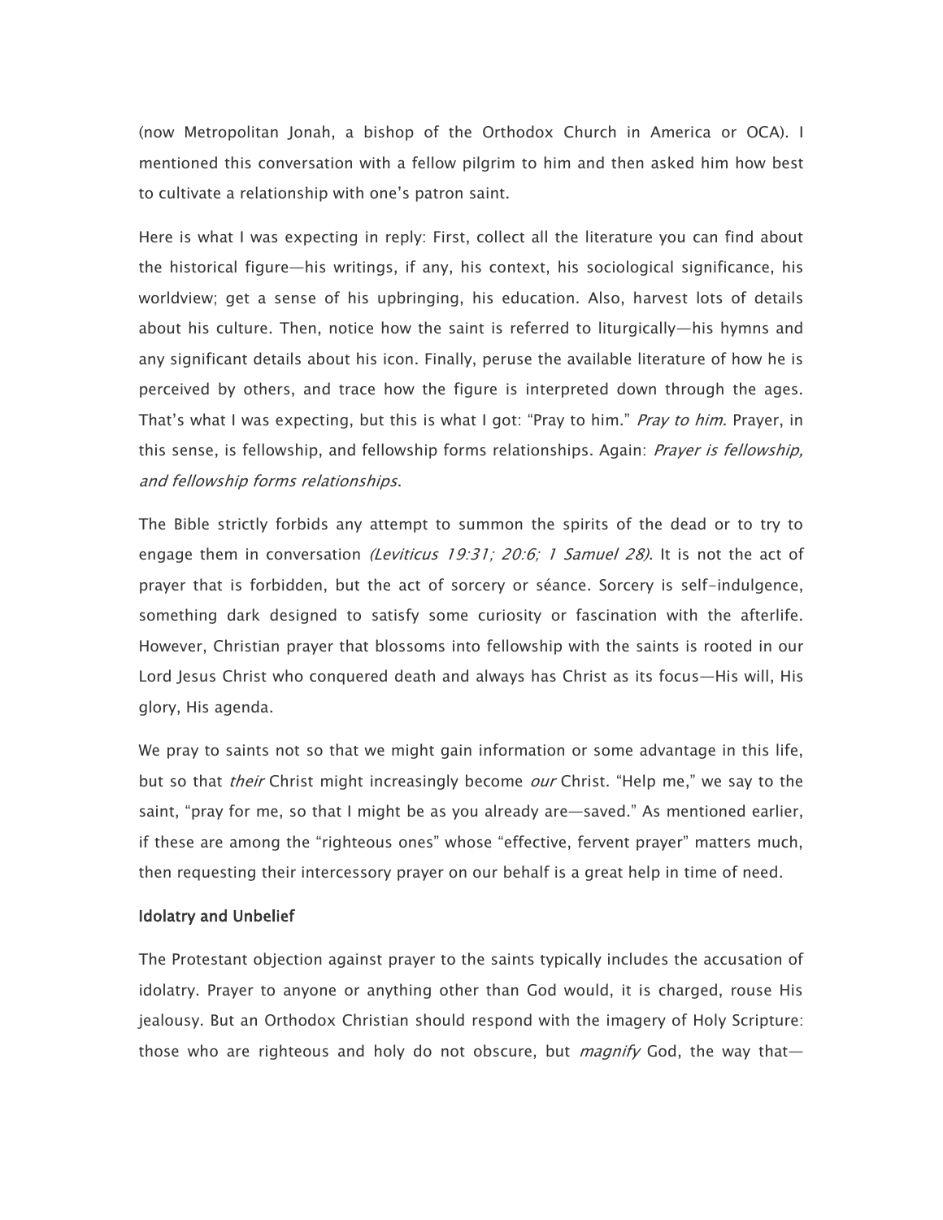(now Metropolitan Jonah, a bishop of the Orthodox Church in America or OCA). I mentioned this conversation with a fellow pilgrim to him and then asked him how best to cultivate a relationship with one's patron saint.

Here is what I was expecting in reply: First, collect all the literature you can find about the historical figure—his writings, if any, his context, his sociological significance, his worldview; get a sense of his upbringing, his education. Also, harvest lots of details about his culture. Then, notice how the saint is referred to liturgically—his hymns and any significant details about his icon. Finally, peruse the available literature of how he is perceived by others, and trace how the figure is interpreted down through the ages. That's what I was expecting, but this is what I got: "Pray to him." *Pray to him*. Prayer, in this sense, is fellowship, and fellowship forms relationships. Again: *Prayer is fellowship, and fellowship forms relationships*.

The Bible strictly forbids any attempt to summon the spirits of the dead or to try to engage them in conversation *(Leviticus 19:31; 20:6; 1 Samuel 28)*. It is not the act of prayer that is forbidden, but the act of sorcery or séance. Sorcery is self-indulgence, something dark designed to satisfy some curiosity or fascination with the afterlife. However, Christian prayer that blossoms into fellowship with the saints is rooted in our Lord Jesus Christ who conquered death and always has Christ as its focus—His will, His glory, His agenda.

We pray to saints not so that we might gain information or some advantage in this life, but so that *their* Christ might increasingly become *our* Christ. "Help me," we say to the saint, "pray for me, so that I might be as you already are—saved." As mentioned earlier, if these are among the "righteous ones" whose "effective, fervent prayer" matters much, then requesting their intercessory prayer on our behalf is a great help in time of need.

### Idolatry and Unbelief

The Protestant objection against prayer to the saints typically includes the accusation of idolatry. Prayer to anyone or anything other than God would, it is charged, rouse His jealousy. But an Orthodox Christian should respond with the imagery of Holy Scripture: those who are righteous and holy do not obscure, but *magnify* God, the way that—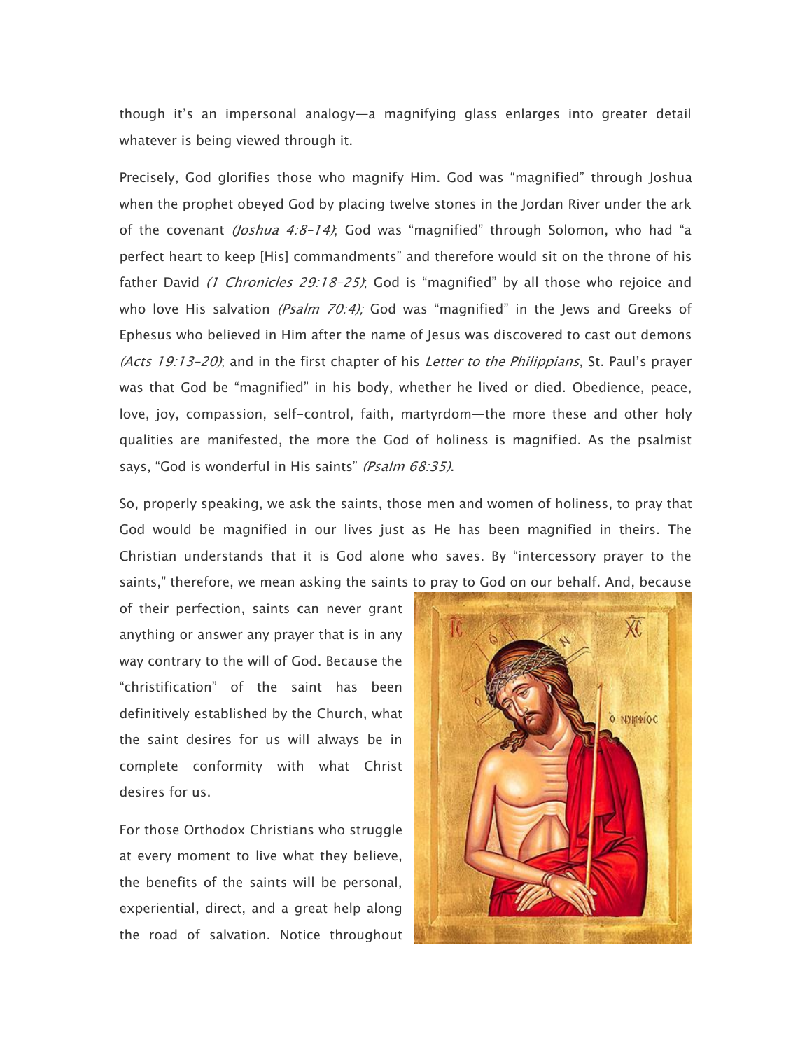though it's an impersonal analogy—a magnifying glass enlarges into greater detail whatever is being viewed through it.

Precisely, God glorifies those who magnify Him. God was "magnified" through Joshua when the prophet obeyed God by placing twelve stones in the Jordan River under the ark of the covenant *(Joshua 4:8-14)*; God was "magnified" through Solomon, who had "a perfect heart to keep [His] commandments" and therefore would sit on the throne of his father David *(1 Chronicles 29:18-25)*; God is "magnified" by all those who rejoice and who love His salvation *(Psalm 70:4)*; God was "magnified" in the Jews and Greeks of Ephesus who believed in Him after the name of Jesus was discovered to cast out demons *(Acts 19:13-20)*; and in the first chapter of his *Letter to the Philippians*, St. Paul's prayer was that God be "magnified" in his body, whether he lived or died. Obedience, peace, love, joy, compassion, self-control, faith, martyrdom—the more these and other holy qualities are manifested, the more the God of holiness is magnified. As the psalmist says, "God is wonderful in His saints" *(Psalm 68:35)*.

So, properly speaking, we ask the saints, those men and women of holiness, to pray that God would be magnified in our lives just as He has been magnified in theirs. The Christian understands that it is God alone who saves. By "intercessory prayer to the saints," therefore, we mean asking the saints to pray to God on our behalf. And, because of their perfection, saints can never grant anything or answer any prayer that is in any way contrary to the will of God. Because the "christification" of the saint has been definitively established by the Church, what the saint desires for us will always be in complete conformity with what Christ desires for us.

For those Orthodox Christians who struggle at every moment to live what they believe, the benefits of the saints will be personal, experiential, direct, and a great help along the road of salvation. Notice throughout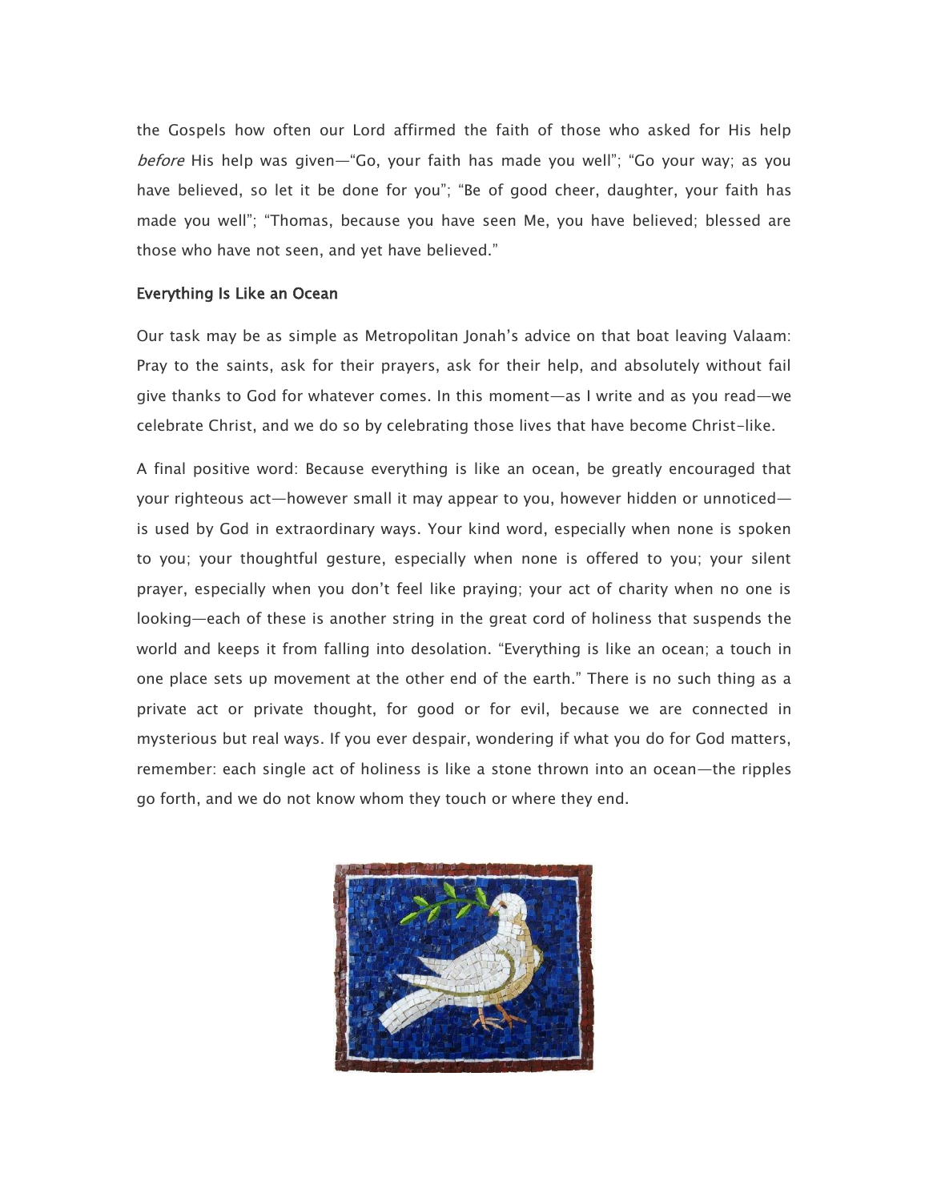the Gospels how often our Lord affirmed the faith of those who asked for His help *before* His help was given—"Go, your faith has made you well"; "Go your way; as you have believed, so let it be done for you"; "Be of good cheer, daughter, your faith has made you well"; "Thomas, because you have seen Me, you have believed; blessed are those who have not seen, and yet have believed."

### Everything Is Like an Ocean

Our task may be as simple as Metropolitan Jonah's advice on that boat leaving Valaam: Pray to the saints, ask for their prayers, ask for their help, and absolutely without fail give thanks to God for whatever comes. In this moment—as I write and as you read—we celebrate Christ, and we do so by celebrating those lives that have become Christ-like.

A final positive word: Because everything is like an ocean, be greatly encouraged that your righteous act—however small it may appear to you, however hidden or unnoticed—is used by God in extraordinary ways. Your kind word, especially when none is spoken to you; your thoughtful gesture, especially when none is offered to you; your silent prayer, especially when you don't feel like praying; your act of charity when no one is looking—each of these is another string in the great cord of holiness that suspends the world and keeps it from falling into desolation. "Everything is like an ocean; a touch in one place sets up movement at the other end of the earth." There is no such thing as a private act or private thought, for good or for evil, because we are connected in mysterious but real ways. If you ever despair, wondering if what you do for God matters, remember: each single act of holiness is like a stone thrown into an ocean—the ripples go forth, and we do not know whom they touch or where they end.